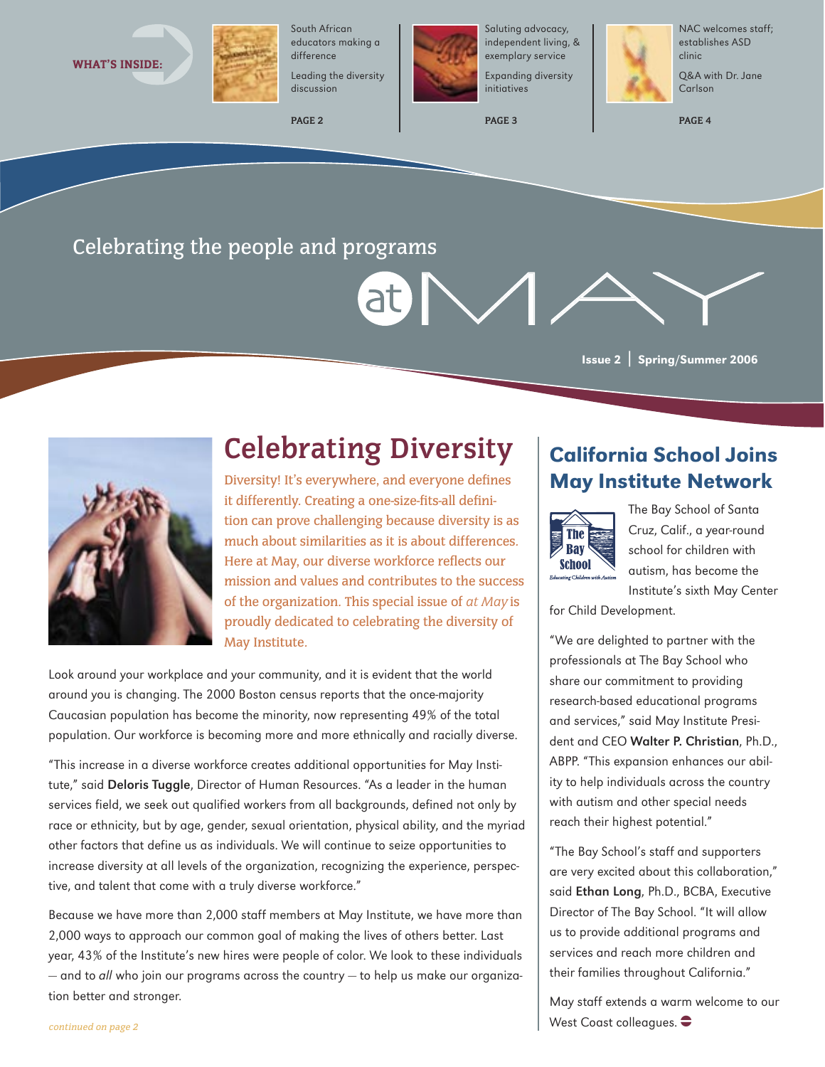**WHAT'S INSIDE:**

South African educators making a difference

Leading the diversity discussion

PAGE 2

Saluting advocacy, independent living, & exemplary service

Expanding diversity initiatives

PAGE 3

NAC welcomes staff; establishes ASD clinic

Q&A with Dr. Jane Carlson

PAGE 4

Celebrating the people and programs

# at MAY

**Issue 2 | Spring/Summer 2006**

## Celebrating Diversity

Diversity! It's everywhere, and everyone defines it differently. Creating a one-size-fits-all definition can prove challenging because diversity is as much about similarities as it is about differences. Here at May, our diverse workforce reflects our mission and values and contributes to the success of the organization. This special issue of *at May* is proudly dedicated to celebrating the diversity of May Institute.

Look around your workplace and your community, and it is evident that the world around you is changing. The 2000 Boston census reports that the once-majority Caucasian population has become the minority, now representing 49% of the total population. Our workforce is becoming more and more ethnically and racially diverse.

"This increase in a diverse workforce creates additional opportunities for May Institute," said **Deloris Tuggle**, Director of Human Resources. "As a leader in the human services field, we seek out qualified workers from all backgrounds, defined not only by race or ethnicity, but by age, gender, sexual orientation, physical ability, and the myriad other factors that define us as individuals. We will continue to seize opportunities to increase diversity at all levels of the organization, recognizing the experience, perspective, and talent that come with a truly diverse workforce."

Because we have more than 2,000 staff members at May Institute, we have more than 2,000 ways to approach our common goal of making the lives of others better. Last year, 43% of the Institute's new hires were people of color. We look to these individuals — and to *all* who join our programs across the country — to help us make our organization better and stronger.

*continued on page 2*

## California School Joins May Institute Network

The Bay School — Educating Children with Autism

The Bay School of Santa Cruz, Calif., a year-round school for children with autism, has become the Institute's sixth May Center for Child Development.

"We are delighted to partner with the professionals at The Bay School who share our commitment to providing research-based educational programs and services," said May Institute President and CEO **Walter P. Christian**, Ph.D., ABPP. "This expansion enhances our ability to help individuals across the country with autism and other special needs reach their highest potential."

"The Bay School's staff and supporters are very excited about this collaboration," said **Ethan Long**, Ph.D., BCBA, Executive Director of The Bay School. "It will allow us to provide additional programs and services and reach more children and their families throughout California."

May staff extends a warm welcome to our West Coast colleagues.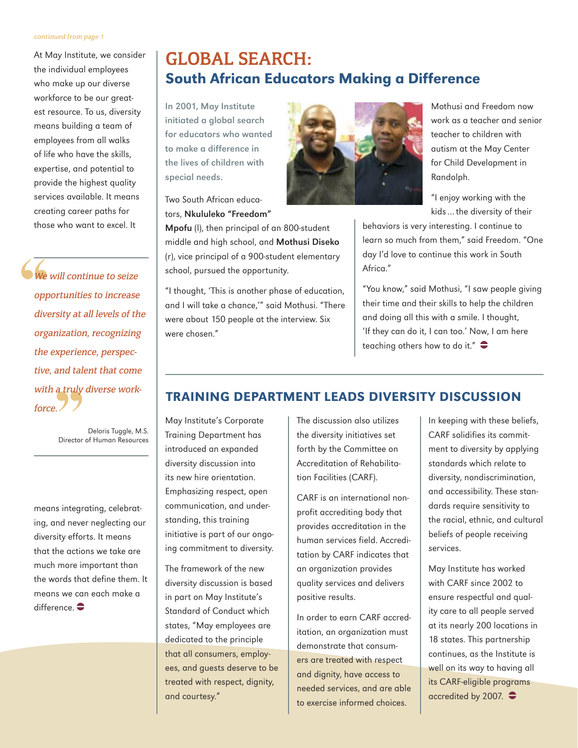*continued from page 1*

At May Institute, we consider the individual employees who make up our diverse workforce to be our greatest resource. To us, diversity means building a team of employees from all walks of life who have the skills, expertise, and potential to provide the highest quality services available. It means creating career paths for those who want to excel. It means integrating, celebrating, and never neglecting our diversity efforts. It means that the actions we take are much more important than the words that define them. It means we can each make a difference.

> *"We will continue to seize opportunities to increase diversity at all levels of the organization, recognizing the experience, perspective, and talent that come with a truly diverse workforce."*
>
> Deloris Tuggle, M.S.
> Director of Human Resources

# GLOBAL SEARCH:

## South African Educators Making a Difference

**In 2001, May Institute initiated a global search for educators who wanted to make a difference in the lives of children with special needs.**

Two South African educators, **Nkululeko "Freedom" Mpofu** (l), then principal of an 800-student middle and high school, and **Mothusi Diseko** (r), vice principal of a 900-student elementary school, pursued the opportunity.

"I thought, 'This is another phase of education, and I will take a chance,'" said Mothusi. "There were about 150 people at the interview. Six were chosen."

Mothusi and Freedom now work as a teacher and senior teacher to children with autism at the May Center for Child Development in Randolph.

"I enjoy working with the kids... the diversity of their behaviors is very interesting. I continue to learn so much from them," said Freedom. "One day I'd love to continue this work in South Africa."

"You know," said Mothusi, "I saw people giving their time and their skills to help the children and doing all this with a smile. I thought, 'If they can do it, I can too.' Now, I am here teaching others how to do it."

## TRAINING DEPARTMENT LEADS DIVERSITY DISCUSSION

May Institute's Corporate Training Department has introduced an expanded diversity discussion into its new hire orientation. Emphasizing respect, open communication, and understanding, this training initiative is part of our ongoing commitment to diversity.

The framework of the new diversity discussion is based in part on May Institute's Standard of Conduct which states, "May employees are dedicated to the principle that all consumers, employees, and guests deserve to be treated with respect, dignity, and courtesy."

The discussion also utilizes the diversity initiatives set forth by the Committee on Accreditation of Rehabilitation Facilities (CARF).

CARF is an international nonprofit accrediting body that provides accreditation in the human services field. Accreditation by CARF indicates that an organization provides quality services and delivers positive results.

In order to earn CARF accreditation, an organization must demonstrate that consumers are treated with respect and dignity, have access to needed services, and are able to exercise informed choices.

In keeping with these beliefs, CARF solidifies its commitment to diversity by applying standards which relate to diversity, nondiscrimination, and accessibility. These standards require sensitivity to the racial, ethnic, and cultural beliefs of people receiving services.

May Institute has worked with CARF since 2002 to ensure respectful and quality care to all people served at its nearly 200 locations in 18 states. This partnership continues, as the Institute is well on its way to having all its CARF-eligible programs accredited by 2007.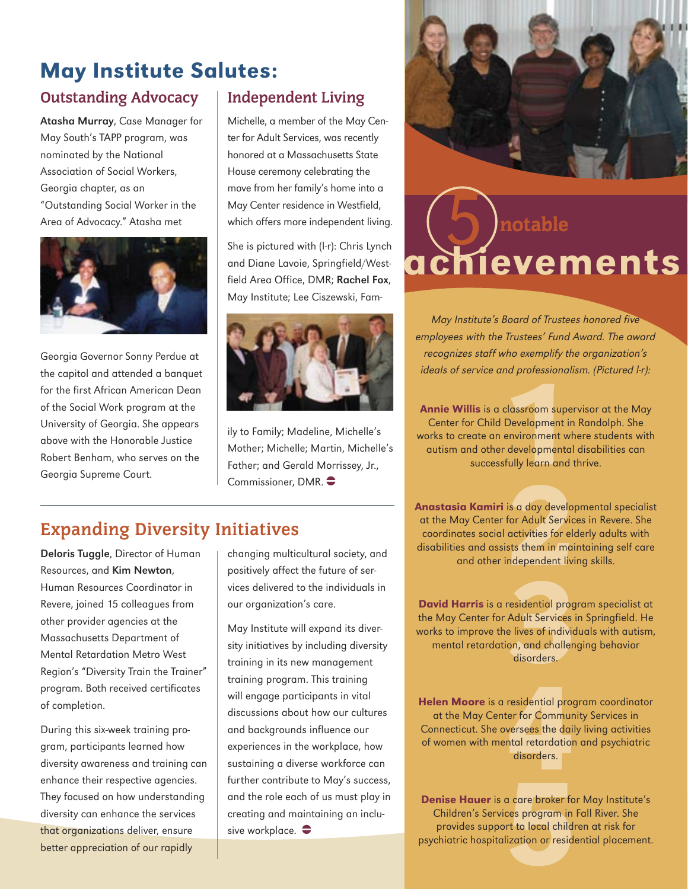# May Institute Salutes:

## Outstanding Advocacy

**Atasha Murray**, Case Manager for May South's TAPP program, was nominated by the National Association of Social Workers, Georgia chapter, as an "Outstanding Social Worker in the Area of Advocacy." Atasha met Georgia Governor Sonny Perdue at the capitol and attended a banquet for the first African American Dean of the Social Work program at the University of Georgia. She appears above with the Honorable Justice Robert Benham, who serves on the Georgia Supreme Court.

## Independent Living

Michelle, a member of the May Center for Adult Services, was recently honored at a Massachusetts State House ceremony celebrating the move from her family's home into a May Center residence in Westfield, which offers more independent living.

She is pictured with (l-r): Chris Lynch and Diane Lavoie, Springfield/Westfield Area Office, DMR; **Rachel Fox**, May Institute; Lee Ciszewski, Family to Family; Madeline, Michelle's Mother; Michelle; Martin, Michelle's Father; and Gerald Morrissey, Jr., Commissioner, DMR.

## Expanding Diversity Initiatives

**Deloris Tuggle**, Director of Human Resources, and **Kim Newton**, Human Resources Coordinator in Revere, joined 15 colleagues from other provider agencies at the Massachusetts Department of Mental Retardation Metro West Region's "Diversity Train the Trainer" program. Both received certificates of completion.

During this six-week training program, participants learned how diversity awareness and training can enhance their respective agencies. They focused on how understanding diversity can enhance the services that organizations deliver, ensure better appreciation of our rapidly changing multicultural society, and positively affect the future of services delivered to the individuals in our organization's care.

May Institute will expand its diversity initiatives by including diversity training in its new management training program. This training will engage participants in vital discussions about how our cultures and backgrounds influence our experiences in the workplace, how sustaining a diverse workforce can further contribute to May's success, and the role each of us must play in creating and maintaining an inclusive workplace.

## 5 notable achievements

*May Institute's Board of Trustees honored five employees with the Trustees' Fund Award. The award recognizes staff who exemplify the organization's ideals of service and professionalism. (Pictured l-r):*

1. **Annie Willis** is a classroom supervisor at the May Center for Child Development in Randolph. She works to create an environment where students with autism and other developmental disabilities can successfully learn and thrive.

2. **Anastasia Kamiri** is a day developmental specialist at the May Center for Adult Services in Revere. She coordinates social activities for elderly adults with disabilities and assists them in maintaining self care and other independent living skills.

3. **David Harris** is a residential program specialist at the May Center for Adult Services in Springfield. He works to improve the lives of individuals with autism, mental retardation, and challenging behavior disorders.

4. **Helen Moore** is a residential program coordinator at the May Center for Community Services in Connecticut. She oversees the daily living activities of women with mental retardation and psychiatric disorders.

5. **Denise Hauer** is a care broker for May Institute's Children's Services program in Fall River. She provides support to local children at risk for psychiatric hospitalization or residential placement.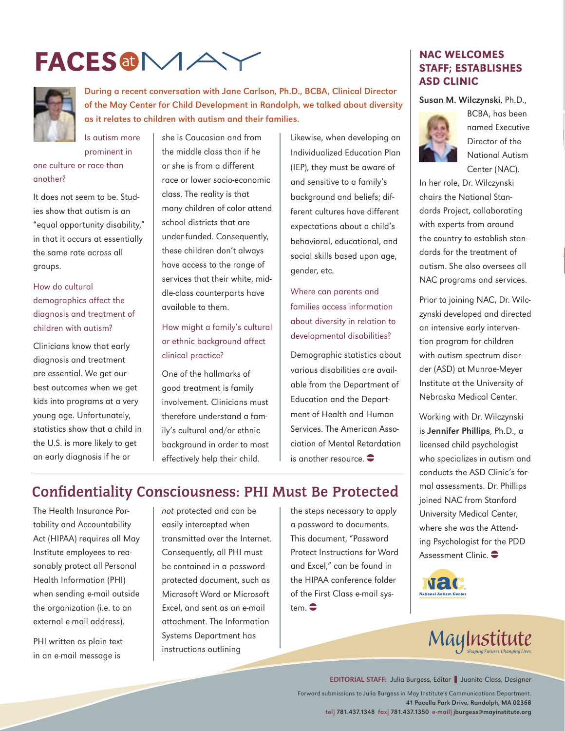# FACES at MAY

**During a recent conversation with Jane Carlson, Ph.D., BCBA, Clinical Director of the May Center for Child Development in Randolph, we talked about diversity as it relates to children with autism and their families.**

### Is autism more prominent in one culture or race than another?

It does not seem to be. Studies show that autism is an "equal opportunity disability," in that it occurs at essentially the same rate across all groups.

### How do cultural demographics affect the diagnosis and treatment of children with autism?

Clinicians know that early diagnosis and treatment are essential. We get our best outcomes when we get kids into programs at a very young age. Unfortunately, statistics show that a child in the U.S. is more likely to get an early diagnosis if he or she is Caucasian and from the middle class than if he or she is from a different race or lower socio-economic class. The reality is that many children of color attend school districts that are under-funded. Consequently, these children don't always have access to the range of services that their white, middle-class counterparts have available to them.

### How might a family's cultural or ethnic background affect clinical practice?

One of the hallmarks of good treatment is family involvement. Clinicians must therefore understand a family's cultural and/or ethnic background in order to most effectively help their child. Likewise, when developing an Individualized Education Plan (IEP), they must be aware of and sensitive to a family's background and beliefs; different cultures have different expectations about a child's behavioral, educational, and social skills based upon age, gender, etc.

### Where can parents and families access information about diversity in relation to developmental disabilities?

Demographic statistics about various disabilities are available from the Department of Education and the Department of Health and Human Services. The American Association of Mental Retardation is another resource.

## Confidentiality Consciousness: PHI Must Be Protected

The Health Insurance Portability and Accountability Act (HIPAA) requires all May Institute employees to reasonably protect all Personal Health Information (PHI) when sending e-mail outside the organization (i.e. to an external e-mail address).

PHI written as plain text in an e-mail message is *not* protected and can be easily intercepted when transmitted over the Internet. Consequently, all PHI must be contained in a password-protected document, such as Microsoft Word or Microsoft Excel, and sent as an e-mail attachment. The Information Systems Department has instructions outlining the steps necessary to apply a password to documents. This document, "Password Protect Instructions for Word and Excel," can be found in the HIPAA conference folder of the First Class e-mail system.

## NAC WELCOMES STAFF; ESTABLISHES ASD CLINIC

**Susan M. Wilczynski**, Ph.D., BCBA, has been named Executive Director of the National Autism Center (NAC).

In her role, Dr. Wilczynski chairs the National Standards Project, collaborating with experts from around the country to establish standards for the treatment of autism. She also oversees all NAC programs and services.

Prior to joining NAC, Dr. Wilczynski developed and directed an intensive early intervention program for children with autism spectrum disorder (ASD) at Munroe-Meyer Institute at the University of Nebraska Medical Center.

Working with Dr. Wilczynski is **Jennifer Phillips**, Ph.D., a licensed child psychologist who specializes in autism and conducts the ASD Clinic's formal assessments. Dr. Phillips joined NAC from Stanford University Medical Center, where she was the Attending Psychologist for the PDD Assessment Clinic.

NAC National Autism Center

May Institute — Shaping Futures. Changing Lives.

**EDITORIAL STAFF:** Julia Burgess, Editor | Juanita Class, Designer

Forward submissions to Julia Burgess in May Institute's Communications Department.
**41 Pacella Park Drive, Randolph, MA 02368**
**tel] 781.437.1348 fax] 781.437.1350 e-mail] jburgess@mayinstitute.org**